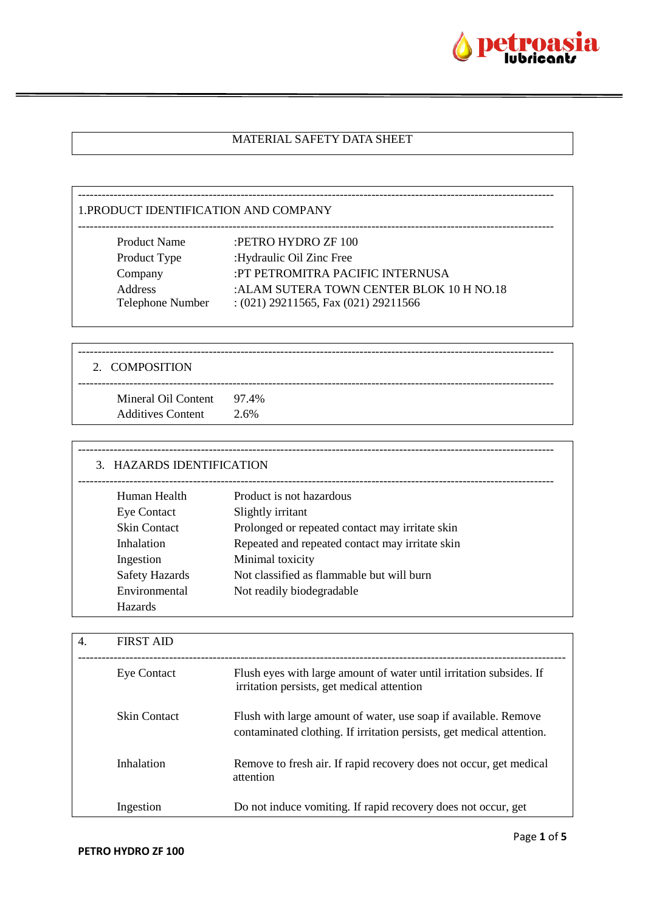# MATERIAL SAFETY DATA SHEET

## 1.PRODUCT IDENTIFICATION AND COMPANY

| | |
|---|---|
| Product Name | :PETRO HYDRO ZF 100 |
| Product Type | :Hydraulic Oil Zinc Free |
| Company | :PT PETROMITRA PACIFIC INTERNUSA |
| Address | :ALAM SUTERA TOWN CENTER BLOK 10 H NO.18 |
| Telephone Number | : (021) 29211565, Fax (021) 29211566 |

## 2. COMPOSITION

| | |
|---|---|
| Mineral Oil Content | 97.4% |
| Additives Content | 2.6% |

## 3. HAZARDS IDENTIFICATION

| | |
|---|---|
| Human Health | Product is not hazardous |
| Eye Contact | Slightly irritant |
| Skin Contact | Prolonged or repeated contact may irritate skin |
| Inhalation | Repeated and repeated contact may irritate skin |
| Ingestion | Minimal toxicity |
| Safety Hazards | Not classified as flammable but will burn |
| Environmental Hazards | Not readily biodegradable |

## 4. FIRST AID

| | |
|---|---|
| Eye Contact | Flush eyes with large amount of water until irritation subsides. If irritation persists, get medical attention |
| Skin Contact | Flush with large amount of water, use soap if available. Remove contaminated clothing. If irritation persists, get medical attention. |
| Inhalation | Remove to fresh air. If rapid recovery does not occur, get medical attention |
| Ingestion | Do not induce vomiting. If rapid recovery does not occur, get |

PETRO HYDRO ZF 100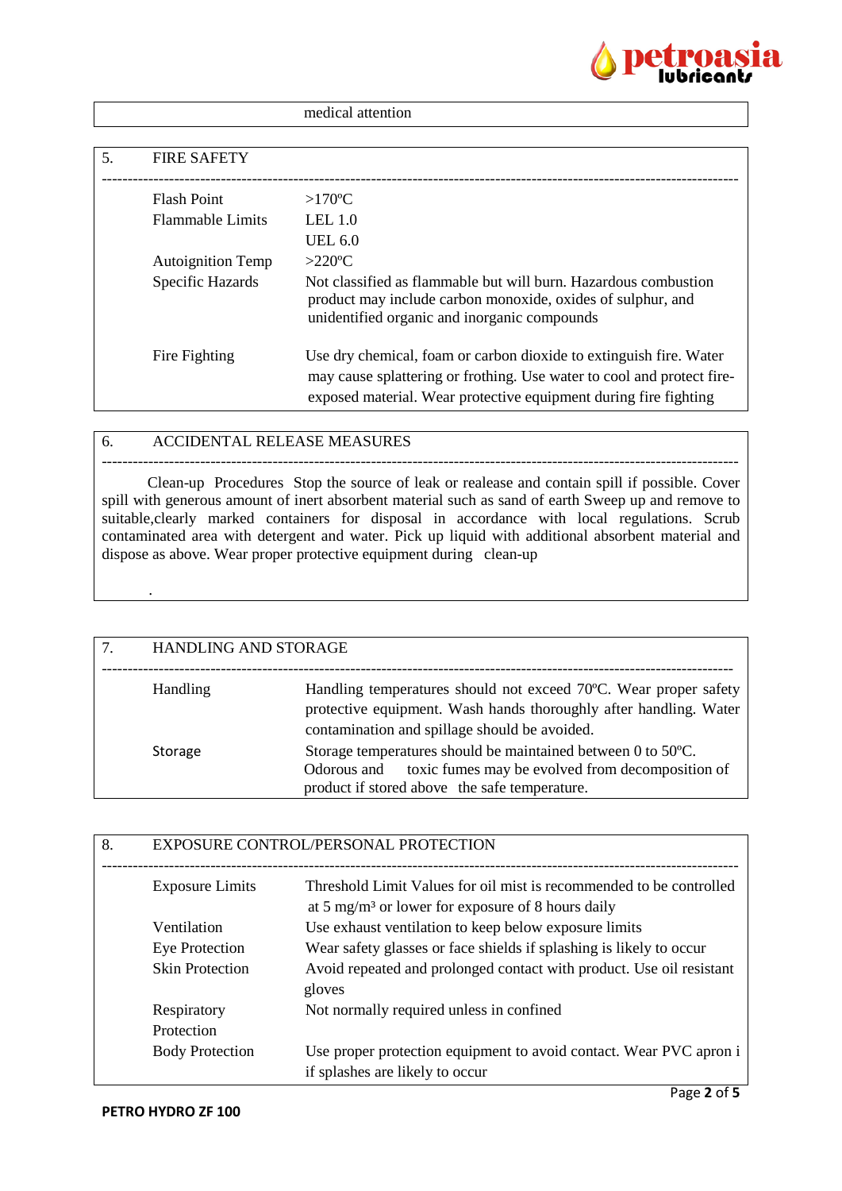medical attention

## 5. FIRE SAFETY

| | |
|---|---|
| Flash Point | >170ºC |
| Flammable Limits | LEL 1.0<br>UEL 6.0 |
| Autoignition Temp | >220ºC |
| Specific Hazards | Not classified as flammable but will burn. Hazardous combustion product may include carbon monoxide, oxides of sulphur, and unidentified organic and inorganic compounds |
| Fire Fighting | Use dry chemical, foam or carbon dioxide to extinguish fire. Water may cause splattering or frothing. Use water to cool and protect fire-exposed material. Wear protective equipment during fire fighting |

## 6. ACCIDENTAL RELEASE MEASURES

Clean-up Procedures Stop the source of leak or realease and contain spill if possible. Cover spill with generous amount of inert absorbent material such as sand of earth Sweep up and remove to suitable,clearly marked containers for disposal in accordance with local regulations. Scrub contaminated area with detergent and water. Pick up liquid with additional absorbent material and dispose as above. Wear proper protective equipment during clean-up

.

## 7. HANDLING AND STORAGE

| | |
|---|---|
| Handling | Handling temperatures should not exceed 70ºC. Wear proper safety protective equipment. Wash hands thoroughly after handling. Water contamination and spillage should be avoided. |
| Storage | Storage temperatures should be maintained between 0 to 50ºC. Odorous and toxic fumes may be evolved from decomposition of product if stored above the safe temperature. |

## 8. EXPOSURE CONTROL/PERSONAL PROTECTION

| | |
|---|---|
| Exposure Limits | Threshold Limit Values for oil mist is recommended to be controlled at 5 mg/m³ or lower for exposure of 8 hours daily |
| Ventilation | Use exhaust ventilation to keep below exposure limits |
| Eye Protection | Wear safety glasses or face shields if splashing is likely to occur |
| Skin Protection | Avoid repeated and prolonged contact with product. Use oil resistant gloves |
| Respiratory Protection | Not normally required unless in confined |
| Body Protection | Use proper protection equipment to avoid contact. Wear PVC apron i if splashes are likely to occur |

**PETRO HYDRO ZF 100**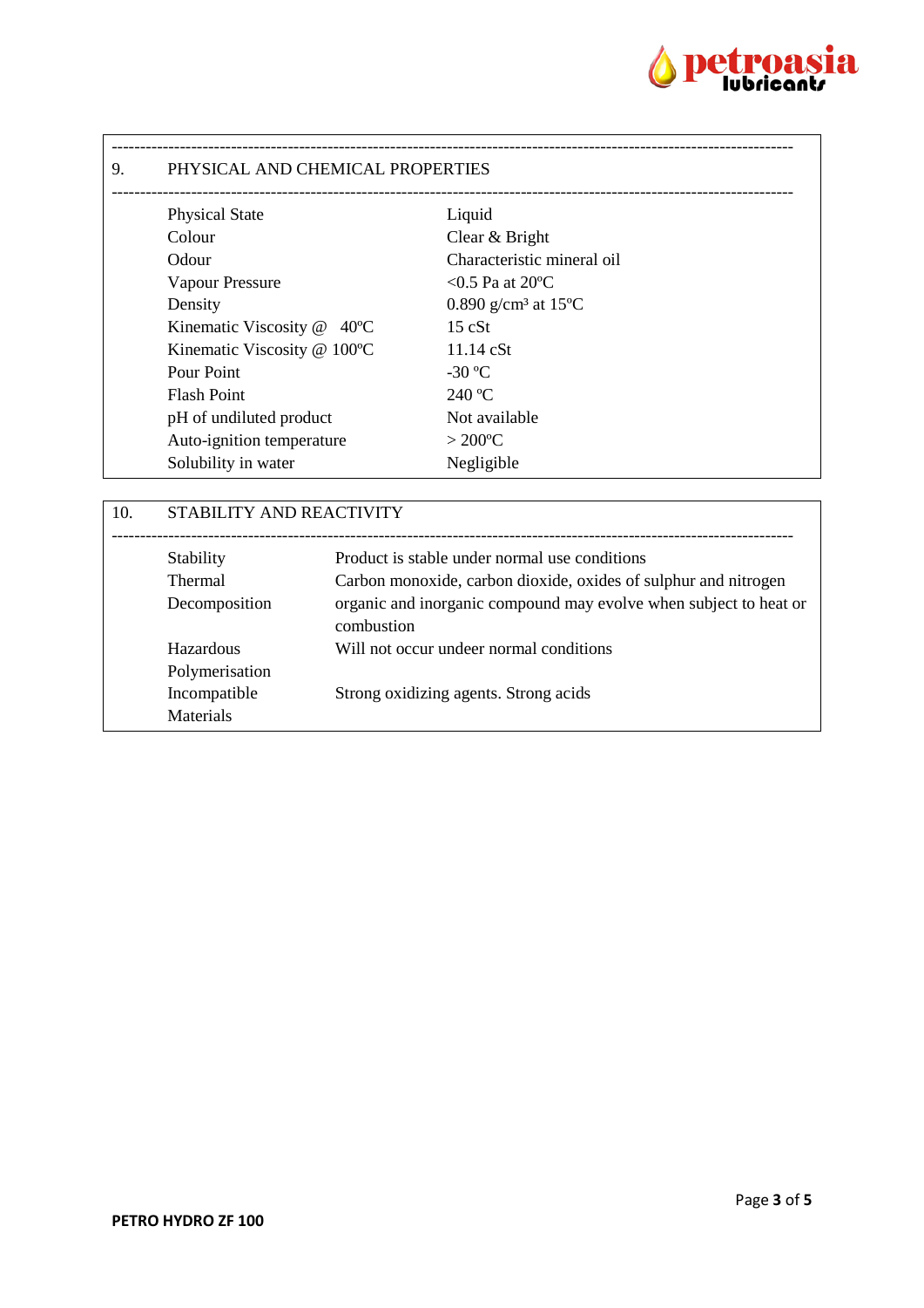## 9. PHYSICAL AND CHEMICAL PROPERTIES

| Property | Value |
|---|---|
| Physical State | Liquid |
| Colour | Clear & Bright |
| Odour | Characteristic mineral oil |
| Vapour Pressure | <0.5 Pa at 20ºC |
| Density | 0.890 g/cm³ at 15ºC |
| Kinematic Viscosity @ 40ºC | 15 cSt |
| Kinematic Viscosity @ 100ºC | 11.14 cSt |
| Pour Point | -30 ºC |
| Flash Point | 240 ºC |
| pH of undiluted product | Not available |
| Auto-ignition temperature | > 200ºC |
| Solubility in water | Negligible |

## 10. STABILITY AND REACTIVITY

| Item | Description |
|---|---|
| Stability | Product is stable under normal use conditions |
| Thermal Decomposition | Carbon monoxide, carbon dioxide, oxides of sulphur and nitrogen organic and inorganic compound may evolve when subject to heat or combustion |
| Hazardous Polymerisation | Will not occur undeer normal conditions |
| Incompatible Materials | Strong oxidizing agents. Strong acids |

**PETRO HYDRO ZF 100**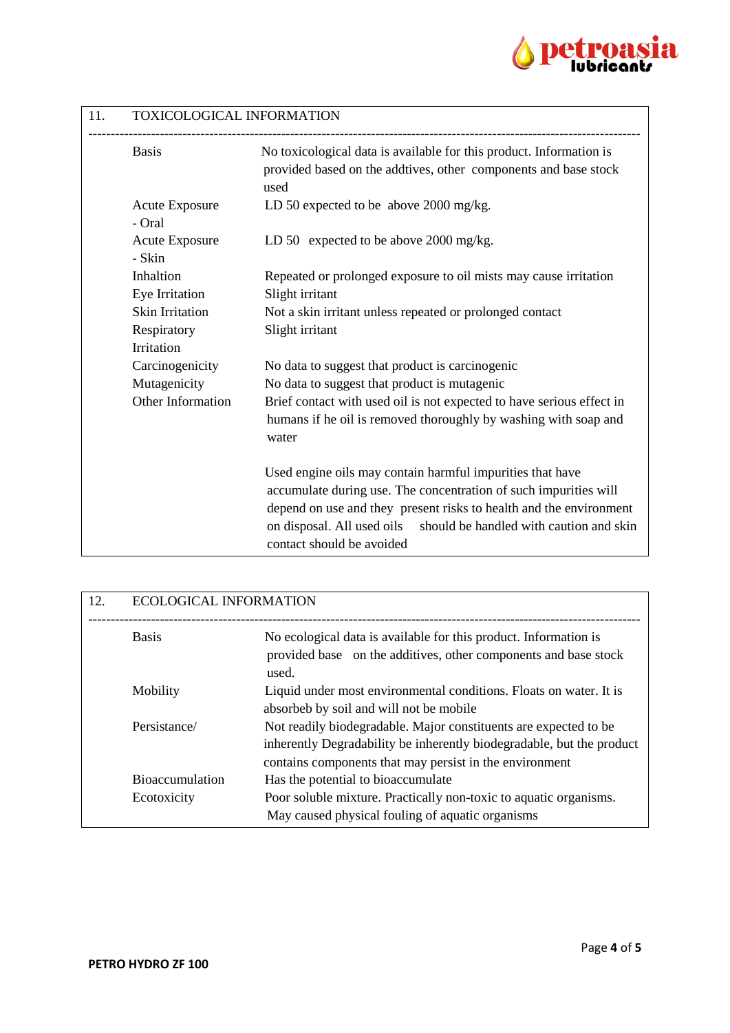## 11. TOXICOLOGICAL INFORMATION

| | |
|---|---|
| Basis | No toxicological data is available for this product. Information is provided based on the addtives, other components and base stock used |
| Acute Exposure - Oral | LD 50 expected to be above 2000 mg/kg. |
| Acute Exposure - Skin | LD 50 expected to be above 2000 mg/kg. |
| Inhaltion | Repeated or prolonged exposure to oil mists may cause irritation |
| Eye Irritation | Slight irritant |
| Skin Irritation | Not a skin irritant unless repeated or prolonged contact |
| Respiratory Irritation | Slight irritant |
| Carcinogenicity | No data to suggest that product is carcinogenic |
| Mutagenicity | No data to suggest that product is mutagenic |
| Other Information | Brief contact with used oil is not expected to have serious effect in humans if he oil is removed thoroughly by washing with soap and water<br><br>Used engine oils may contain harmful impurities that have accumulate during use. The concentration of such impurities will depend on use and they present risks to health and the environment on disposal. All used oils should be handled with caution and skin contact should be avoided |

## 12. ECOLOGICAL INFORMATION

| | |
|---|---|
| Basis | No ecological data is available for this product. Information is provided base on the additives, other components and base stock used. |
| Mobility | Liquid under most environmental conditions. Floats on water. It is absorbeb by soil and will not be mobile |
| Persistance/ | Not readily biodegradable. Major constituents are expected to be inherently Degradability be inherently biodegradable, but the product contains components that may persist in the environment |
| Bioaccumulation | Has the potential to bioaccumulate |
| Ecotoxicity | Poor soluble mixture. Practically non-toxic to aquatic organisms. May caused physical fouling of aquatic organisms |

**PETRO HYDRO ZF 100**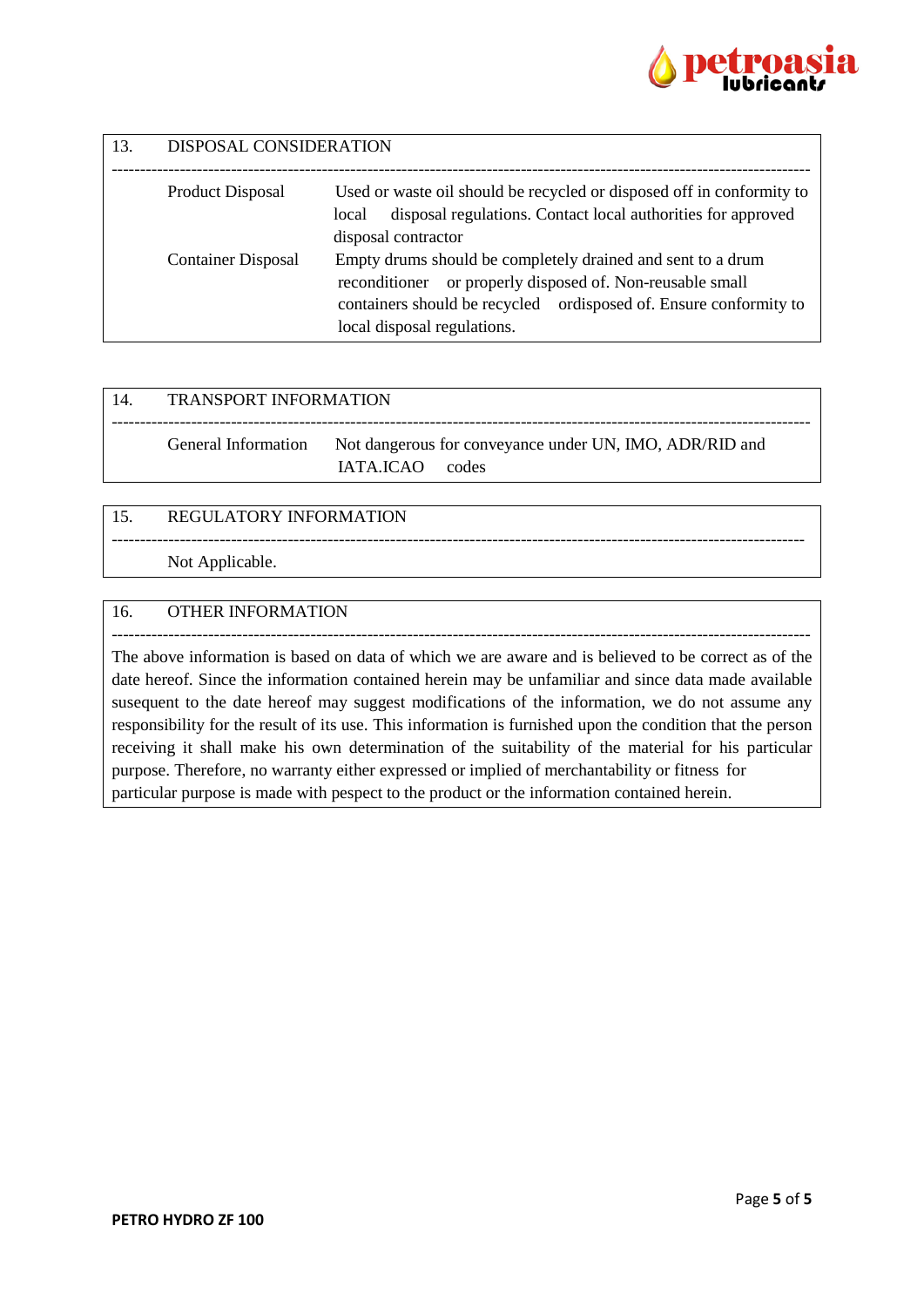## 13. DISPOSAL CONSIDERATION

| | |
|---|---|
| Product Disposal | Used or waste oil should be recycled or disposed off in conformity to local disposal regulations. Contact local authorities for approved disposal contractor |
| Container Disposal | Empty drums should be completely drained and sent to a drum reconditioner or properly disposed of. Non-reusable small containers should be recycled ordisposed of. Ensure conformity to local disposal regulations. |

## 14. TRANSPORT INFORMATION

| | |
|---|---|
| General Information | Not dangerous for conveyance under UN, IMO, ADR/RID and IATA.ICAO codes |

## 15. REGULATORY INFORMATION

Not Applicable.

## 16. OTHER INFORMATION

The above information is based on data of which we are aware and is believed to be correct as of the date hereof. Since the information contained herein may be unfamiliar and since data made available susequent to the date hereof may suggest modifications of the information, we do not assume any responsibility for the result of its use. This information is furnished upon the condition that the person receiving it shall make his own determination of the suitability of the material for his particular purpose. Therefore, no warranty either expressed or implied of merchantability or fitness for particular purpose is made with pespect to the product or the information contained herein.